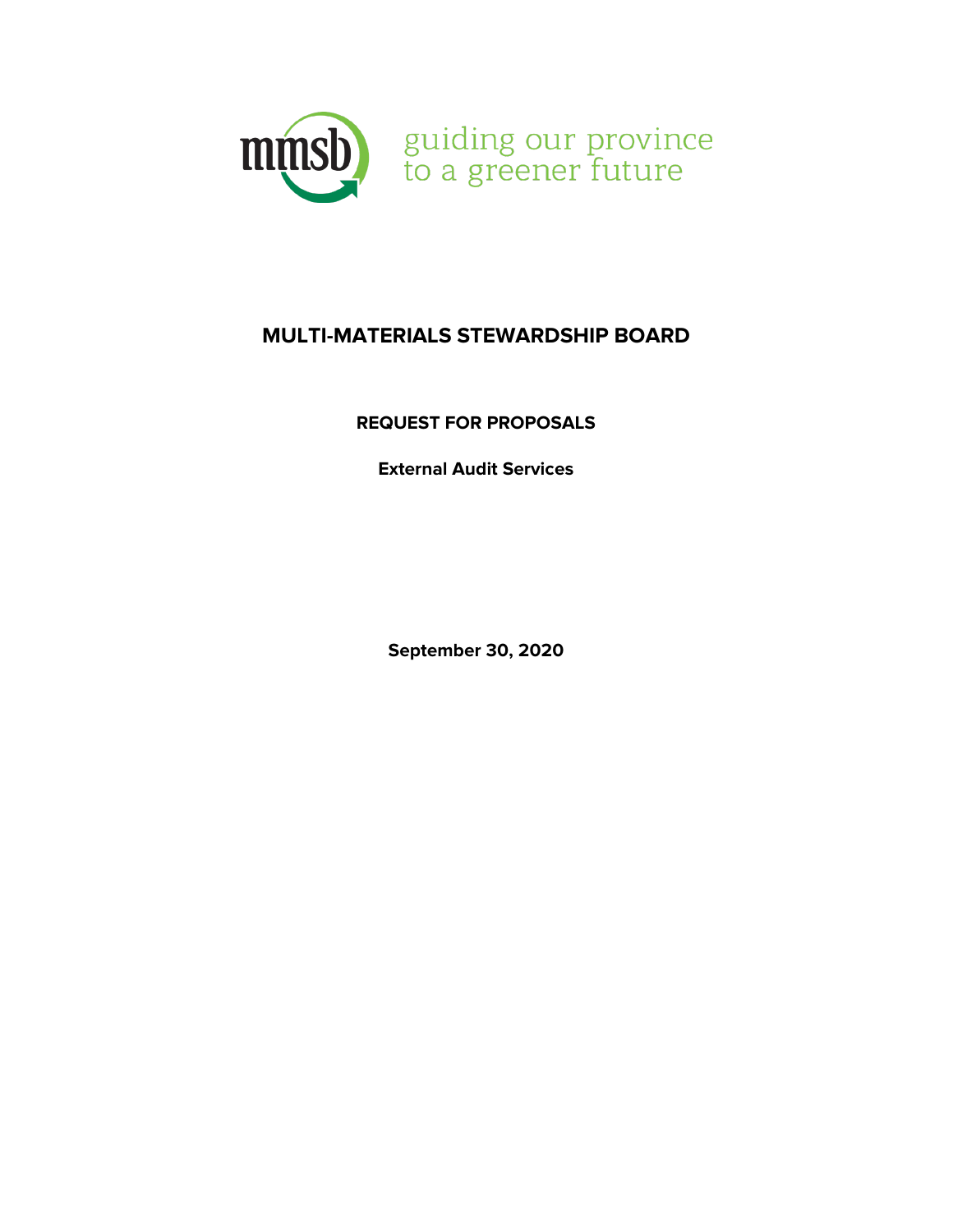mmsb

guiding our province
to a greener future

# MULTI-MATERIALS STEWARDSHIP BOARD

## REQUEST FOR PROPOSALS

**External Audit Services**

**September 30, 2020**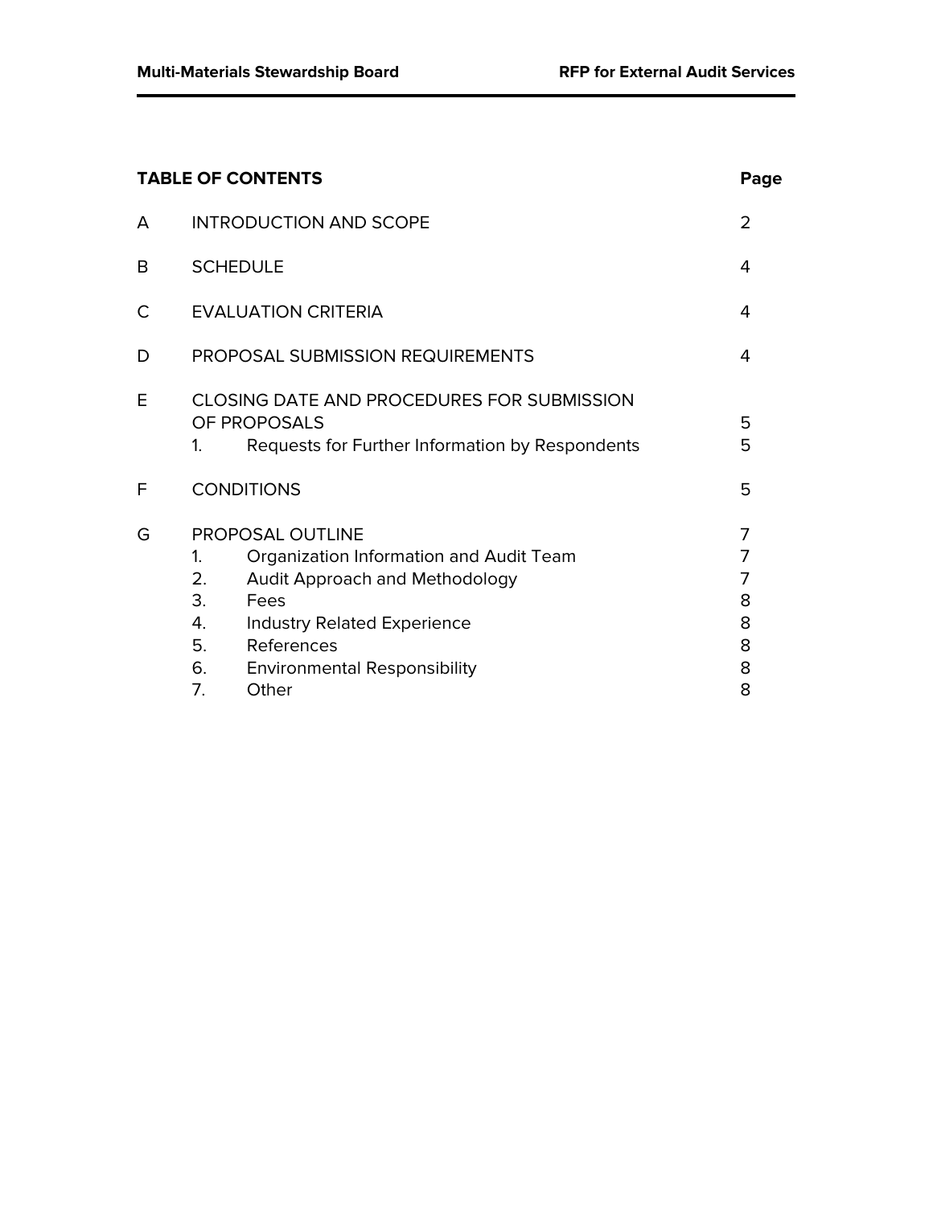## TABLE OF CONTENTS

| | | Page |
|---|---|---|
| A | INTRODUCTION AND SCOPE | 2 |
| B | SCHEDULE | 4 |
| C | EVALUATION CRITERIA | 4 |
| D | PROPOSAL SUBMISSION REQUIREMENTS | 4 |
| E | CLOSING DATE AND PROCEDURES FOR SUBMISSION OF PROPOSALS | 5 |
| | 1. Requests for Further Information by Respondents | 5 |
| F | CONDITIONS | 5 |
| G | PROPOSAL OUTLINE | 7 |
| | 1. Organization Information and Audit Team | 7 |
| | 2. Audit Approach and Methodology | 7 |
| | 3. Fees | 8 |
| | 4. Industry Related Experience | 8 |
| | 5. References | 8 |
| | 6. Environmental Responsibility | 8 |
| | 7. Other | 8 |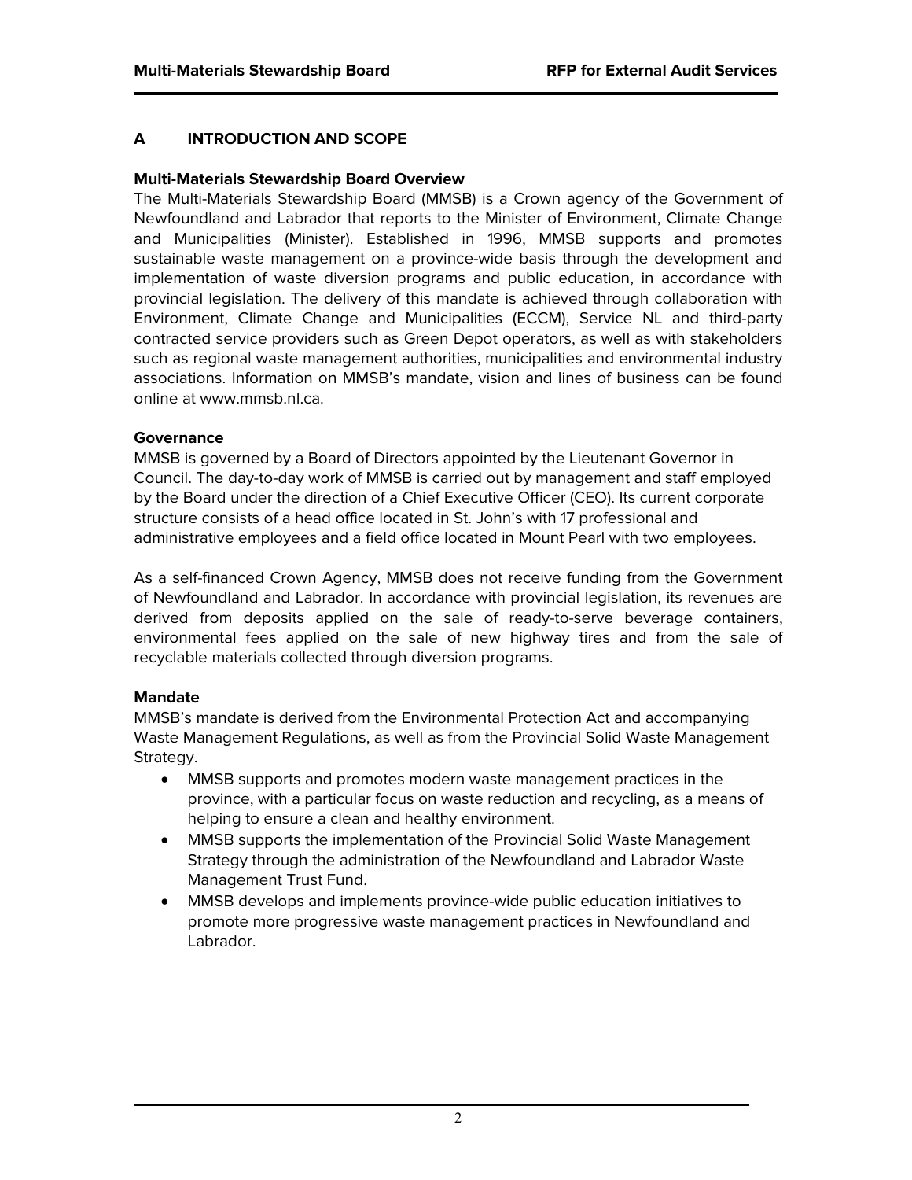## A INTRODUCTION AND SCOPE

### Multi-Materials Stewardship Board Overview

The Multi-Materials Stewardship Board (MMSB) is a Crown agency of the Government of Newfoundland and Labrador that reports to the Minister of Environment, Climate Change and Municipalities (Minister). Established in 1996, MMSB supports and promotes sustainable waste management on a province-wide basis through the development and implementation of waste diversion programs and public education, in accordance with provincial legislation. The delivery of this mandate is achieved through collaboration with Environment, Climate Change and Municipalities (ECCM), Service NL and third-party contracted service providers such as Green Depot operators, as well as with stakeholders such as regional waste management authorities, municipalities and environmental industry associations. Information on MMSB's mandate, vision and lines of business can be found online at www.mmsb.nl.ca.

### Governance

MMSB is governed by a Board of Directors appointed by the Lieutenant Governor in Council. The day-to-day work of MMSB is carried out by management and staff employed by the Board under the direction of a Chief Executive Officer (CEO). Its current corporate structure consists of a head office located in St. John's with 17 professional and administrative employees and a field office located in Mount Pearl with two employees.

As a self-financed Crown Agency, MMSB does not receive funding from the Government of Newfoundland and Labrador. In accordance with provincial legislation, its revenues are derived from deposits applied on the sale of ready-to-serve beverage containers, environmental fees applied on the sale of new highway tires and from the sale of recyclable materials collected through diversion programs.

### Mandate

MMSB's mandate is derived from the Environmental Protection Act and accompanying Waste Management Regulations, as well as from the Provincial Solid Waste Management Strategy.

- MMSB supports and promotes modern waste management practices in the province, with a particular focus on waste reduction and recycling, as a means of helping to ensure a clean and healthy environment.
- MMSB supports the implementation of the Provincial Solid Waste Management Strategy through the administration of the Newfoundland and Labrador Waste Management Trust Fund.
- MMSB develops and implements province-wide public education initiatives to promote more progressive waste management practices in Newfoundland and Labrador.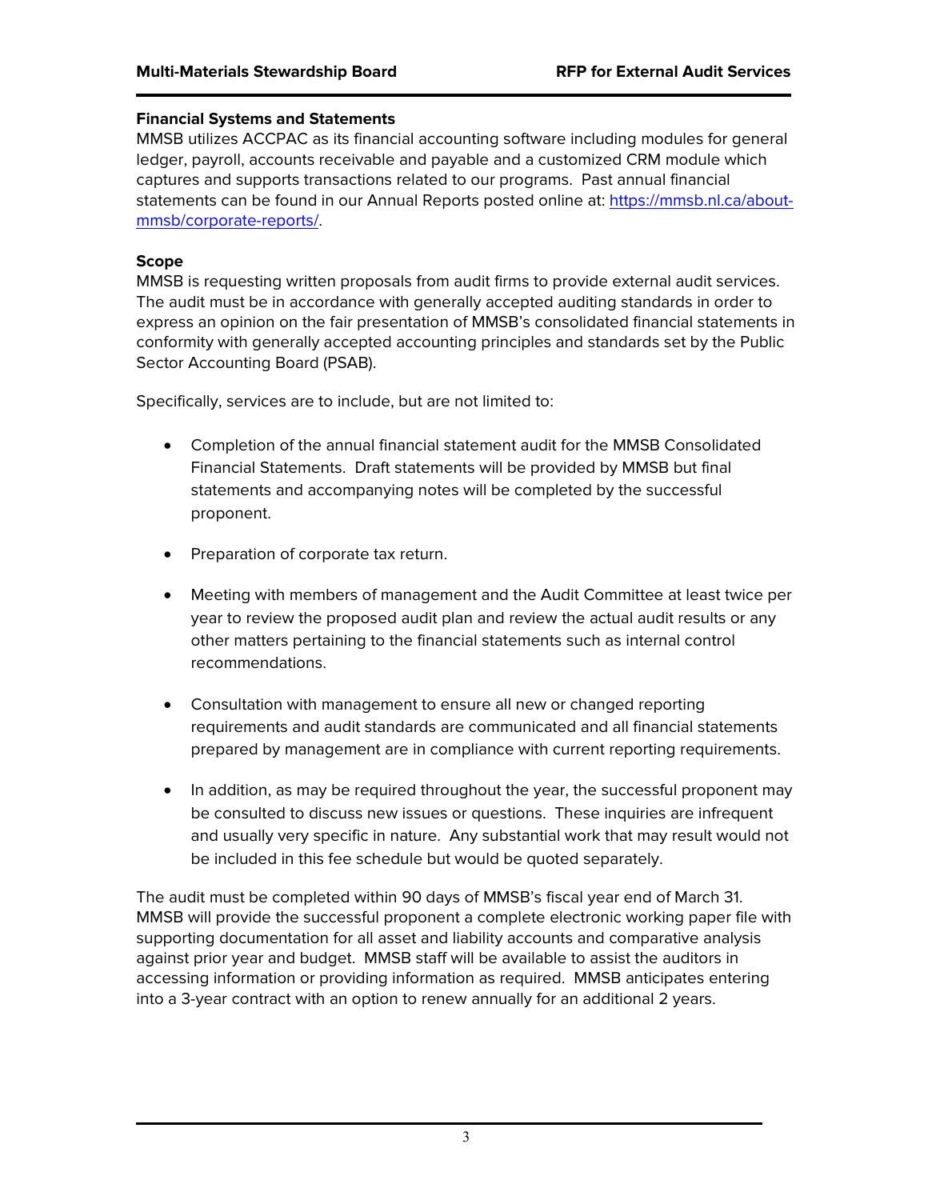**Financial Systems and Statements**

MMSB utilizes ACCPAC as its financial accounting software including modules for general ledger, payroll, accounts receivable and payable and a customized CRM module which captures and supports transactions related to our programs. Past annual financial statements can be found in our Annual Reports posted online at: [https://mmsb.nl.ca/about-mmsb/corporate-reports/](https://mmsb.nl.ca/about-mmsb/corporate-reports/).

**Scope**

MMSB is requesting written proposals from audit firms to provide external audit services. The audit must be in accordance with generally accepted auditing standards in order to express an opinion on the fair presentation of MMSB's consolidated financial statements in conformity with generally accepted accounting principles and standards set by the Public Sector Accounting Board (PSAB).

Specifically, services are to include, but are not limited to:

- Completion of the annual financial statement audit for the MMSB Consolidated Financial Statements. Draft statements will be provided by MMSB but final statements and accompanying notes will be completed by the successful proponent.
- Preparation of corporate tax return.
- Meeting with members of management and the Audit Committee at least twice per year to review the proposed audit plan and review the actual audit results or any other matters pertaining to the financial statements such as internal control recommendations.
- Consultation with management to ensure all new or changed reporting requirements and audit standards are communicated and all financial statements prepared by management are in compliance with current reporting requirements.
- In addition, as may be required throughout the year, the successful proponent may be consulted to discuss new issues or questions. These inquiries are infrequent and usually very specific in nature. Any substantial work that may result would not be included in this fee schedule but would be quoted separately.

The audit must be completed within 90 days of MMSB's fiscal year end of March 31. MMSB will provide the successful proponent a complete electronic working paper file with supporting documentation for all asset and liability accounts and comparative analysis against prior year and budget. MMSB staff will be available to assist the auditors in accessing information or providing information as required. MMSB anticipates entering into a 3-year contract with an option to renew annually for an additional 2 years.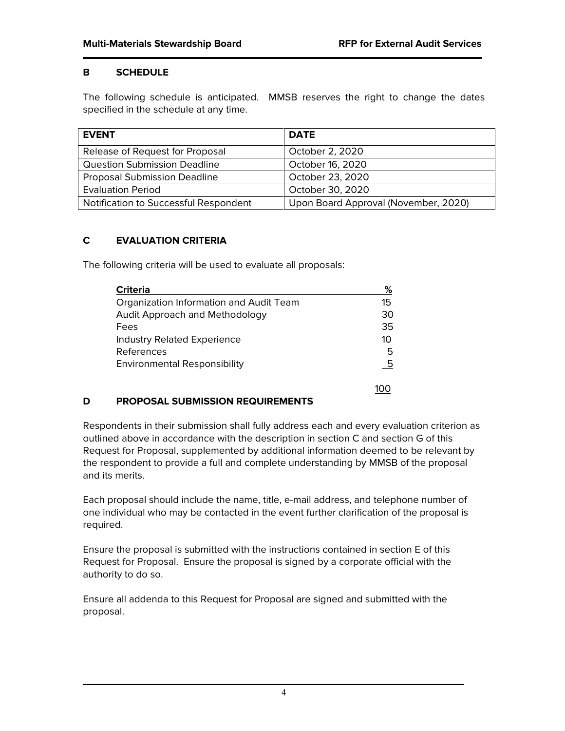## B SCHEDULE

The following schedule is anticipated. MMSB reserves the right to change the dates specified in the schedule at any time.

| EVENT | DATE |
|---|---|
| Release of Request for Proposal | October 2, 2020 |
| Question Submission Deadline | October 16, 2020 |
| Proposal Submission Deadline | October 23, 2020 |
| Evaluation Period | October 30, 2020 |
| Notification to Successful Respondent | Upon Board Approval (November, 2020) |

## C EVALUATION CRITERIA

The following criteria will be used to evaluate all proposals:

| Criteria | % |
|---|---|
| Organization Information and Audit Team | 15 |
| Audit Approach and Methodology | 30 |
| Fees | 35 |
| Industry Related Experience | 10 |
| References | 5 |
| Environmental Responsibility | 5 |
| | 100 |

## D PROPOSAL SUBMISSION REQUIREMENTS

Respondents in their submission shall fully address each and every evaluation criterion as outlined above in accordance with the description in section C and section G of this Request for Proposal, supplemented by additional information deemed to be relevant by the respondent to provide a full and complete understanding by MMSB of the proposal and its merits.

Each proposal should include the name, title, e-mail address, and telephone number of one individual who may be contacted in the event further clarification of the proposal is required.

Ensure the proposal is submitted with the instructions contained in section E of this Request for Proposal. Ensure the proposal is signed by a corporate official with the authority to do so.

Ensure all addenda to this Request for Proposal are signed and submitted with the proposal.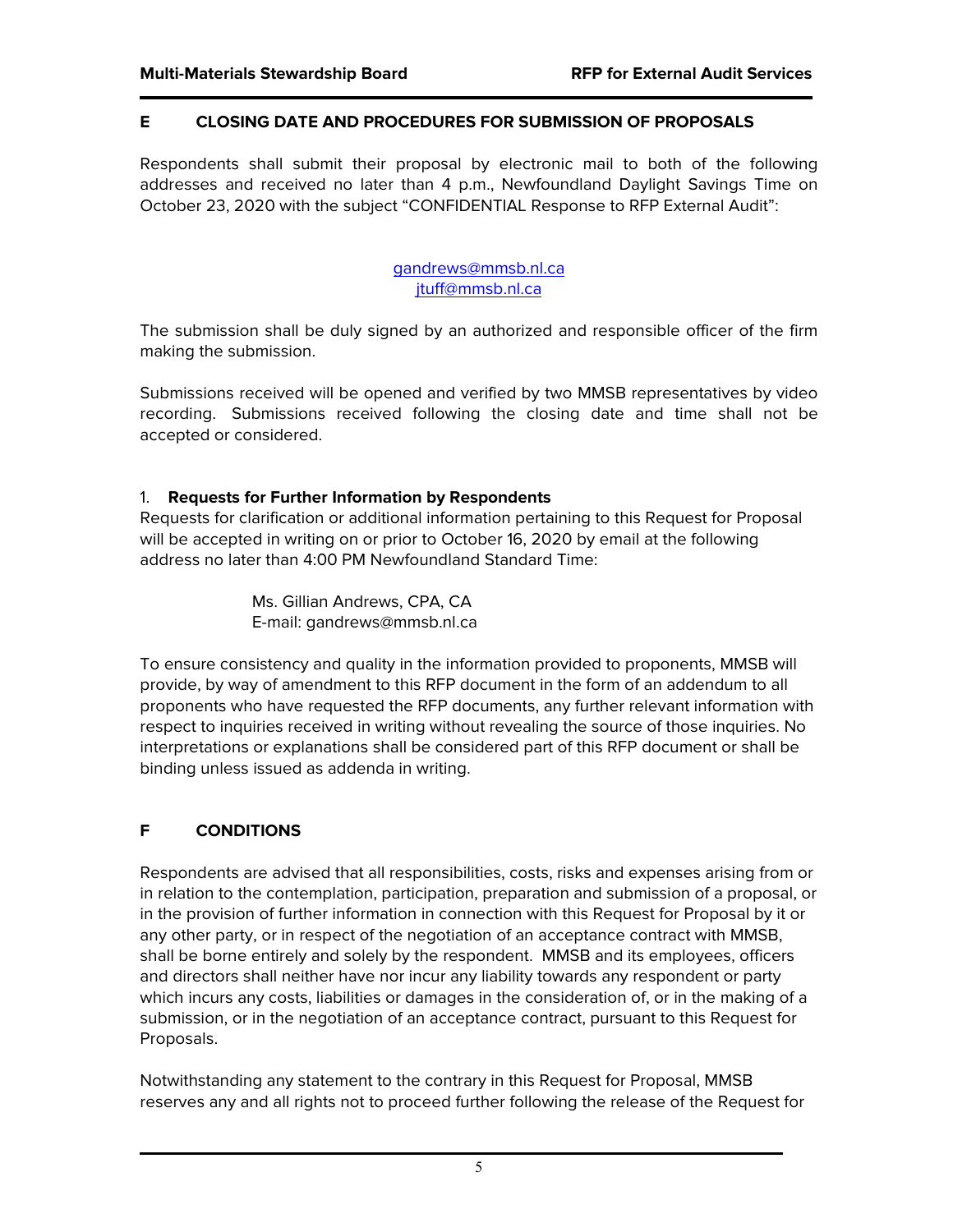## E CLOSING DATE AND PROCEDURES FOR SUBMISSION OF PROPOSALS

Respondents shall submit their proposal by electronic mail to both of the following addresses and received no later than 4 p.m., Newfoundland Daylight Savings Time on October 23, 2020 with the subject "CONFIDENTIAL Response to RFP External Audit":

gandrews@mmsb.nl.ca
jtuff@mmsb.nl.ca

The submission shall be duly signed by an authorized and responsible officer of the firm making the submission.

Submissions received will be opened and verified by two MMSB representatives by video recording. Submissions received following the closing date and time shall not be accepted or considered.

### 1. Requests for Further Information by Respondents

Requests for clarification or additional information pertaining to this Request for Proposal will be accepted in writing on or prior to October 16, 2020 by email at the following address no later than 4:00 PM Newfoundland Standard Time:

Ms. Gillian Andrews, CPA, CA
E-mail: gandrews@mmsb.nl.ca

To ensure consistency and quality in the information provided to proponents, MMSB will provide, by way of amendment to this RFP document in the form of an addendum to all proponents who have requested the RFP documents, any further relevant information with respect to inquiries received in writing without revealing the source of those inquiries. No interpretations or explanations shall be considered part of this RFP document or shall be binding unless issued as addenda in writing.

## F CONDITIONS

Respondents are advised that all responsibilities, costs, risks and expenses arising from or in relation to the contemplation, participation, preparation and submission of a proposal, or in the provision of further information in connection with this Request for Proposal by it or any other party, or in respect of the negotiation of an acceptance contract with MMSB, shall be borne entirely and solely by the respondent. MMSB and its employees, officers and directors shall neither have nor incur any liability towards any respondent or party which incurs any costs, liabilities or damages in the consideration of, or in the making of a submission, or in the negotiation of an acceptance contract, pursuant to this Request for Proposals.

Notwithstanding any statement to the contrary in this Request for Proposal, MMSB reserves any and all rights not to proceed further following the release of the Request for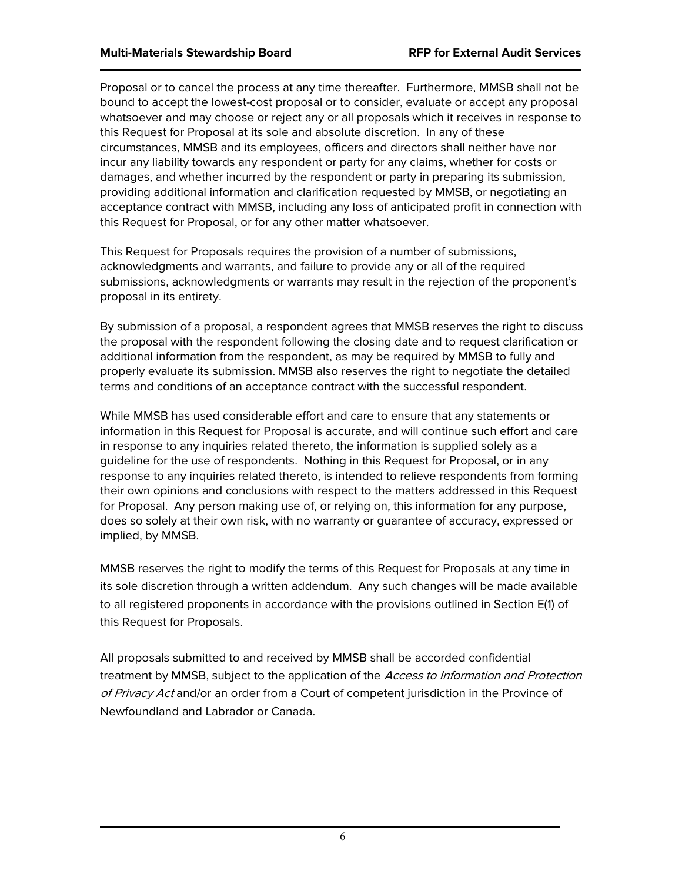Proposal or to cancel the process at any time thereafter. Furthermore, MMSB shall not be bound to accept the lowest-cost proposal or to consider, evaluate or accept any proposal whatsoever and may choose or reject any or all proposals which it receives in response to this Request for Proposal at its sole and absolute discretion. In any of these circumstances, MMSB and its employees, officers and directors shall neither have nor incur any liability towards any respondent or party for any claims, whether for costs or damages, and whether incurred by the respondent or party in preparing its submission, providing additional information and clarification requested by MMSB, or negotiating an acceptance contract with MMSB, including any loss of anticipated profit in connection with this Request for Proposal, or for any other matter whatsoever.

This Request for Proposals requires the provision of a number of submissions, acknowledgments and warrants, and failure to provide any or all of the required submissions, acknowledgments or warrants may result in the rejection of the proponent's proposal in its entirety.

By submission of a proposal, a respondent agrees that MMSB reserves the right to discuss the proposal with the respondent following the closing date and to request clarification or additional information from the respondent, as may be required by MMSB to fully and properly evaluate its submission. MMSB also reserves the right to negotiate the detailed terms and conditions of an acceptance contract with the successful respondent.

While MMSB has used considerable effort and care to ensure that any statements or information in this Request for Proposal is accurate, and will continue such effort and care in response to any inquiries related thereto, the information is supplied solely as a guideline for the use of respondents. Nothing in this Request for Proposal, or in any response to any inquiries related thereto, is intended to relieve respondents from forming their own opinions and conclusions with respect to the matters addressed in this Request for Proposal. Any person making use of, or relying on, this information for any purpose, does so solely at their own risk, with no warranty or guarantee of accuracy, expressed or implied, by MMSB.

MMSB reserves the right to modify the terms of this Request for Proposals at any time in its sole discretion through a written addendum. Any such changes will be made available to all registered proponents in accordance with the provisions outlined in Section E(1) of this Request for Proposals.

All proposals submitted to and received by MMSB shall be accorded confidential treatment by MMSB, subject to the application of the *Access to Information and Protection of Privacy Act* and/or an order from a Court of competent jurisdiction in the Province of Newfoundland and Labrador or Canada.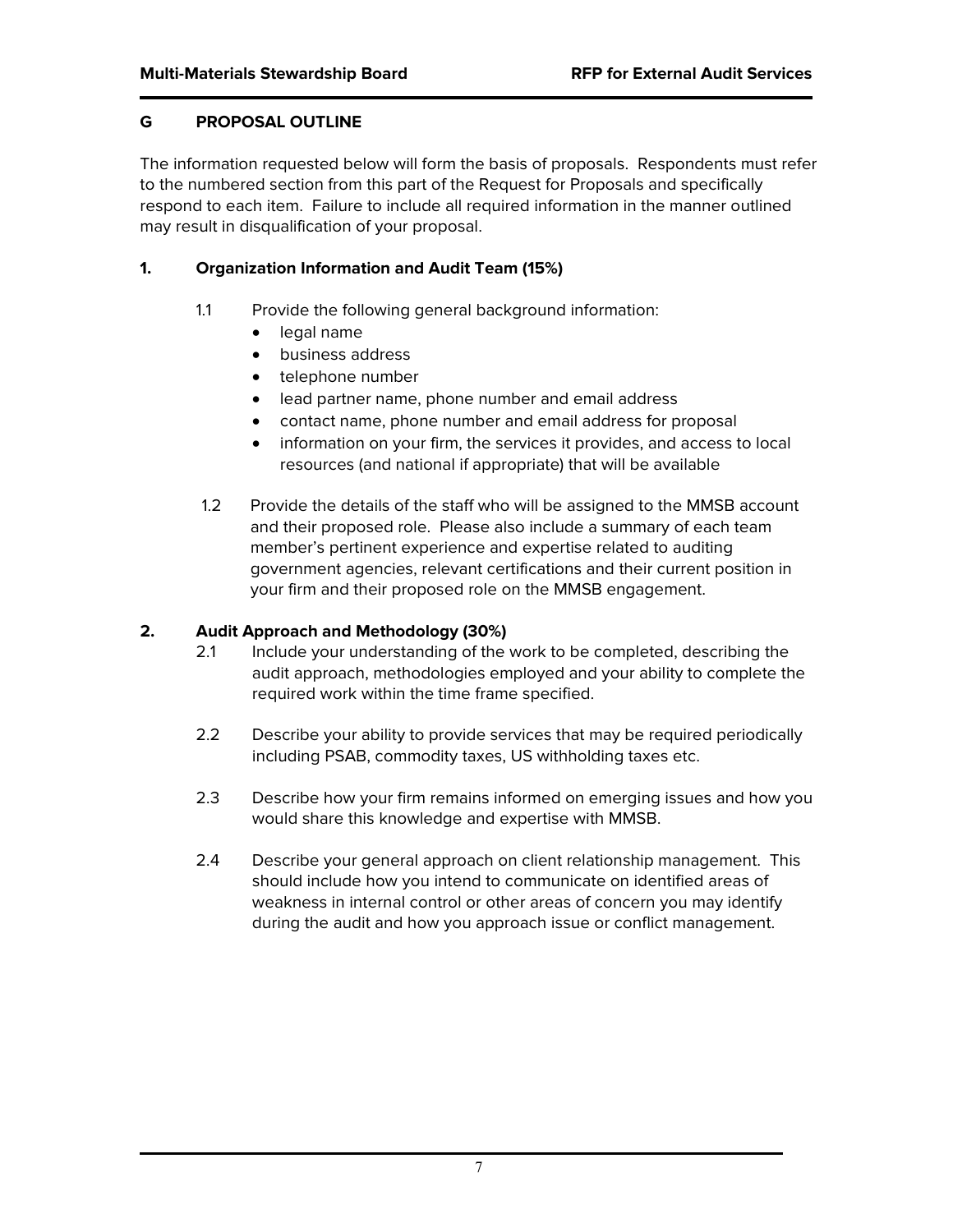## G PROPOSAL OUTLINE

The information requested below will form the basis of proposals. Respondents must refer to the numbered section from this part of the Request for Proposals and specifically respond to each item. Failure to include all required information in the manner outlined may result in disqualification of your proposal.

### 1. Organization Information and Audit Team (15%)

1.1 Provide the following general background information:

- legal name
- business address
- telephone number
- lead partner name, phone number and email address
- contact name, phone number and email address for proposal
- information on your firm, the services it provides, and access to local resources (and national if appropriate) that will be available

1.2 Provide the details of the staff who will be assigned to the MMSB account and their proposed role. Please also include a summary of each team member's pertinent experience and expertise related to auditing government agencies, relevant certifications and their current position in your firm and their proposed role on the MMSB engagement.

### 2. Audit Approach and Methodology (30%)

2.1 Include your understanding of the work to be completed, describing the audit approach, methodologies employed and your ability to complete the required work within the time frame specified.

2.2 Describe your ability to provide services that may be required periodically including PSAB, commodity taxes, US withholding taxes etc.

2.3 Describe how your firm remains informed on emerging issues and how you would share this knowledge and expertise with MMSB.

2.4 Describe your general approach on client relationship management. This should include how you intend to communicate on identified areas of weakness in internal control or other areas of concern you may identify during the audit and how you approach issue or conflict management.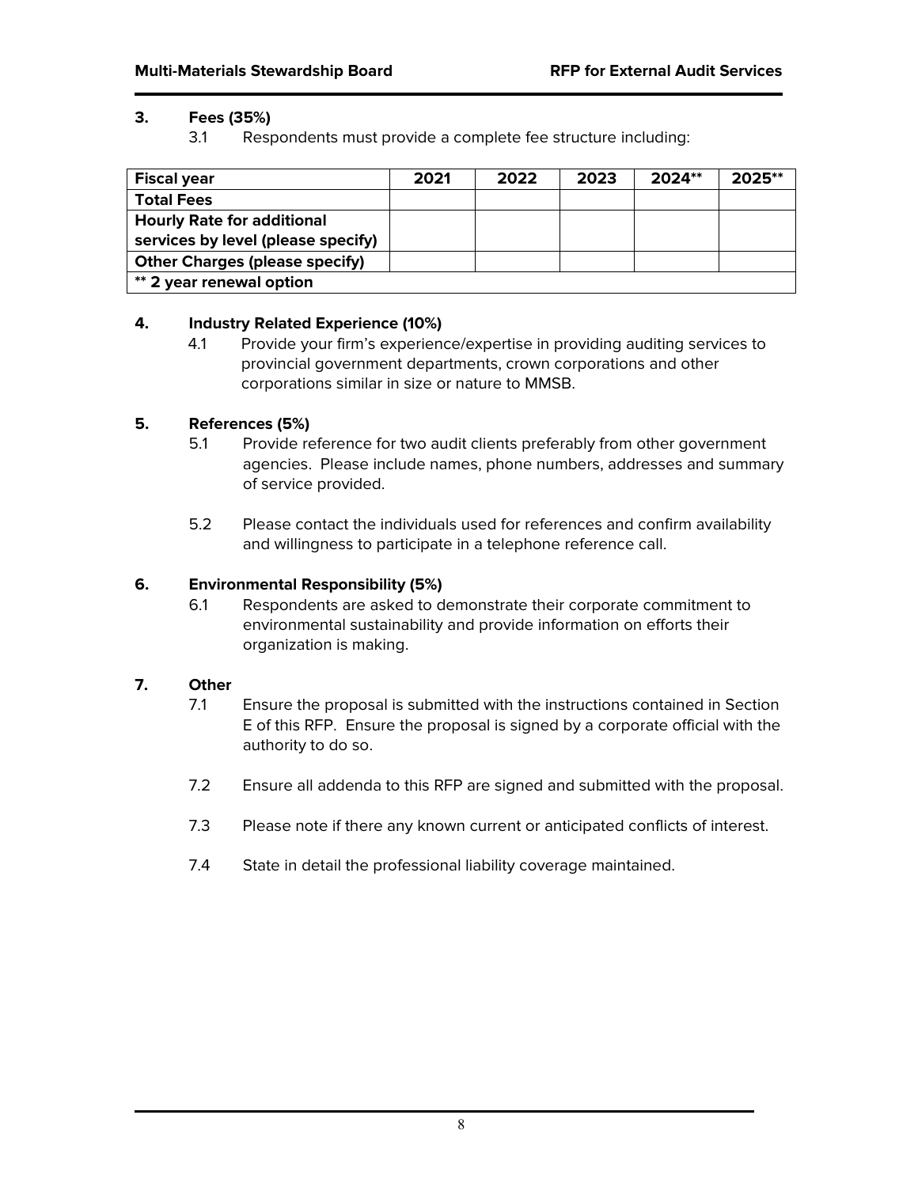### 3. Fees (35%)

3.1 Respondents must provide a complete fee structure including:

| Fiscal year | 2021 | 2022 | 2023 | 2024** | 2025** |
|---|---|---|---|---|---|
| Total Fees | | | | | |
| Hourly Rate for additional services by level (please specify) | | | | | |
| Other Charges (please specify) | | | | | |
| ** 2 year renewal option | | | | | |

### 4. Industry Related Experience (10%)

4.1 Provide your firm's experience/expertise in providing auditing services to provincial government departments, crown corporations and other corporations similar in size or nature to MMSB.

### 5. References (5%)

5.1 Provide reference for two audit clients preferably from other government agencies. Please include names, phone numbers, addresses and summary of service provided.

5.2 Please contact the individuals used for references and confirm availability and willingness to participate in a telephone reference call.

### 6. Environmental Responsibility (5%)

6.1 Respondents are asked to demonstrate their corporate commitment to environmental sustainability and provide information on efforts their organization is making.

### 7. Other

7.1 Ensure the proposal is submitted with the instructions contained in Section E of this RFP. Ensure the proposal is signed by a corporate official with the authority to do so.

7.2 Ensure all addenda to this RFP are signed and submitted with the proposal.

7.3 Please note if there any known current or anticipated conflicts of interest.

7.4 State in detail the professional liability coverage maintained.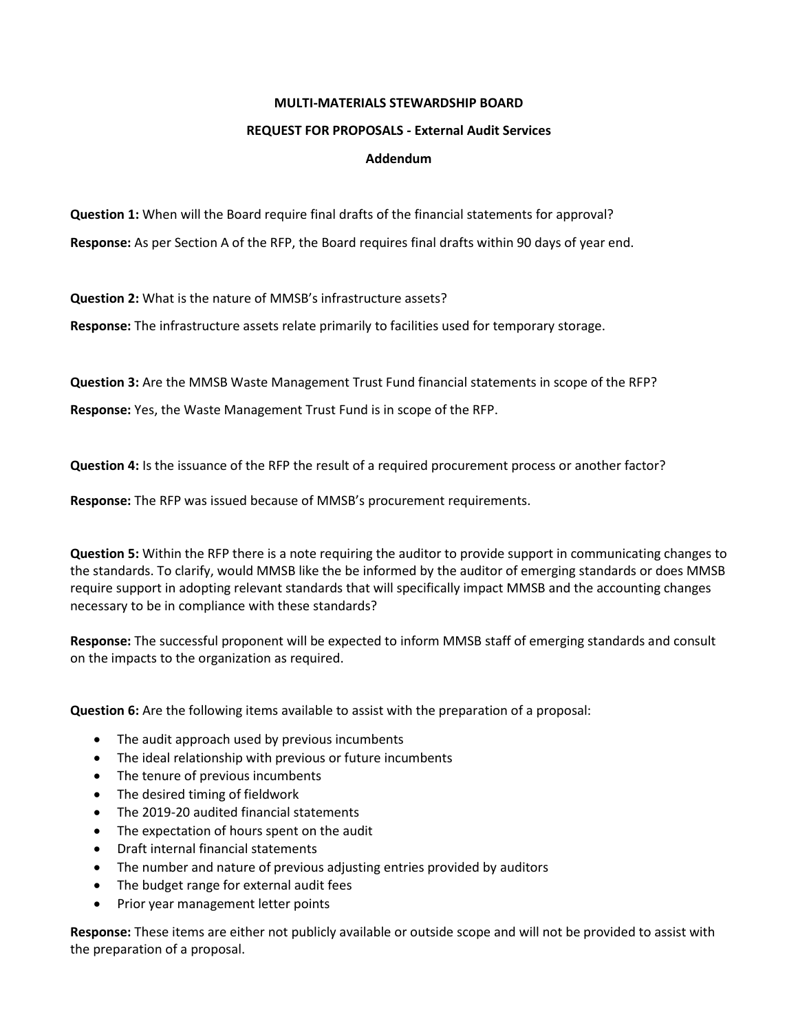**MULTI-MATERIALS STEWARDSHIP BOARD**

**REQUEST FOR PROPOSALS - External Audit Services**

**Addendum**

**Question 1:** When will the Board require final drafts of the financial statements for approval?

**Response:** As per Section A of the RFP, the Board requires final drafts within 90 days of year end.

**Question 2:** What is the nature of MMSB's infrastructure assets?

**Response:** The infrastructure assets relate primarily to facilities used for temporary storage.

**Question 3:** Are the MMSB Waste Management Trust Fund financial statements in scope of the RFP?

**Response:** Yes, the Waste Management Trust Fund is in scope of the RFP.

**Question 4:** Is the issuance of the RFP the result of a required procurement process or another factor?

**Response:** The RFP was issued because of MMSB's procurement requirements.

**Question 5:** Within the RFP there is a note requiring the auditor to provide support in communicating changes to the standards. To clarify, would MMSB like the be informed by the auditor of emerging standards or does MMSB require support in adopting relevant standards that will specifically impact MMSB and the accounting changes necessary to be in compliance with these standards?

**Response:** The successful proponent will be expected to inform MMSB staff of emerging standards and consult on the impacts to the organization as required.

**Question 6:** Are the following items available to assist with the preparation of a proposal:

- The audit approach used by previous incumbents
- The ideal relationship with previous or future incumbents
- The tenure of previous incumbents
- The desired timing of fieldwork
- The 2019-20 audited financial statements
- The expectation of hours spent on the audit
- Draft internal financial statements
- The number and nature of previous adjusting entries provided by auditors
- The budget range for external audit fees
- Prior year management letter points

**Response:** These items are either not publicly available or outside scope and will not be provided to assist with the preparation of a proposal.